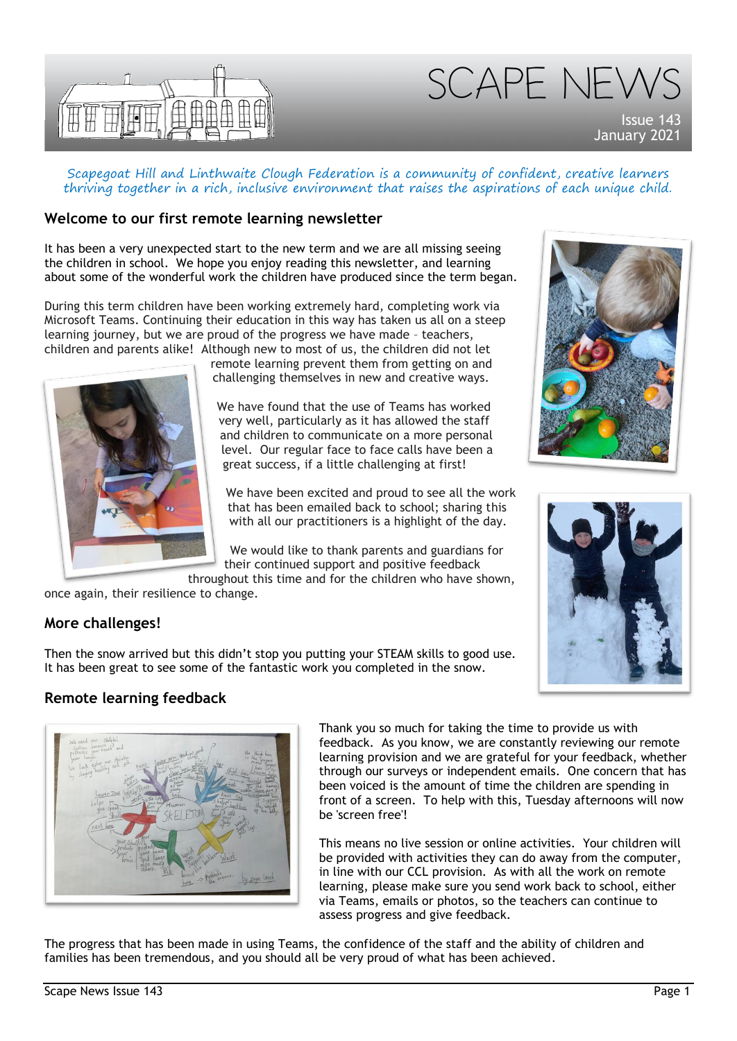# SCAPE NEWS

Issue 143
January 2021

*Scapegoat Hill and Linthwaite Clough Federation is a community of confident, creative learners thriving together in a rich, inclusive environment that raises the aspirations of each unique child.*

## Welcome to our first remote learning newsletter

It has been a very unexpected start to the new term and we are all missing seeing the children in school. We hope you enjoy reading this newsletter, and learning about some of the wonderful work the children have produced since the term began.

During this term children have been working extremely hard, completing work via Microsoft Teams. Continuing their education in this way has taken us all on a steep learning journey, but we are proud of the progress we have made – teachers, children and parents alike! Although new to most of us, the children did not let remote learning prevent them from getting on and challenging themselves in new and creative ways.

We have found that the use of Teams has worked very well, particularly as it has allowed the staff and children to communicate on a more personal level. Our regular face to face calls have been a great success, if a little challenging at first!

We have been excited and proud to see all the work that has been emailed back to school; sharing this with all our practitioners is a highlight of the day.

We would like to thank parents and guardians for their continued support and positive feedback throughout this time and for the children who have shown, once again, their resilience to change.

## More challenges!

Then the snow arrived but this didn't stop you putting your STEAM skills to good use. It has been great to see some of the fantastic work you completed in the snow.

## Remote learning feedback

Thank you so much for taking the time to provide us with feedback. As you know, we are constantly reviewing our remote learning provision and we are grateful for your feedback, whether through our surveys or independent emails. One concern that has been voiced is the amount of time the children are spending in front of a screen. To help with this, Tuesday afternoons will now be 'screen free'!

This means no live session or online activities. Your children will be provided with activities they can do away from the computer, in line with our CCL provision. As with all the work on remote learning, please make sure you send work back to school, either via Teams, emails or photos, so the teachers can continue to assess progress and give feedback.

The progress that has been made in using Teams, the confidence of the staff and the ability of children and families has been tremendous, and you should all be very proud of what has been achieved.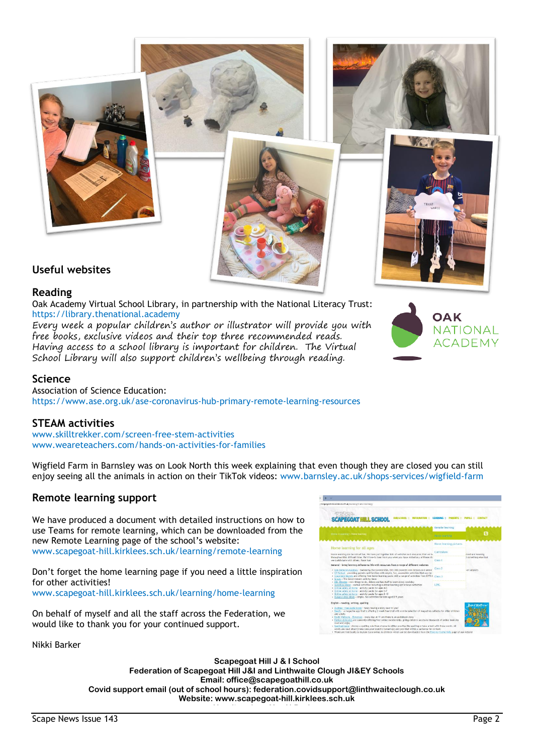## Useful websites

### Reading

Oak Academy Virtual School Library, in partnership with the National Literacy Trust: https://library.thenational.academy

*Every week a popular children's author or illustrator will provide you with free books, exclusive videos and their top three recommended reads. Having access to a school library is important for children. The Virtual School Library will also support children's wellbeing through reading.*

### Science

Association of Science Education:
https://www.ase.org.uk/ase-coronavirus-hub-primary-remote-learning-resources

### STEAM activities

www.skilltrekker.com/screen-free-stem-activities
www.weareteachers.com/hands-on-activities-for-families

Wigfield Farm in Barnsley was on Look North this week explaining that even though they are closed you can still enjoy seeing all the animals in action on their TikTok videos: www.barnsley.ac.uk/shops-services/wigfield-farm

## Remote learning support

We have produced a document with detailed instructions on how to use Teams for remote learning, which can be downloaded from the new Remote Learning page of the school's website: www.scapegoat-hill.kirklees.sch.uk/learning/remote-learning

Don't forget the home learning page if you need a little inspiration for other activities!
www.scapegoat-hill.kirklees.sch.uk/learning/home-learning

On behalf of myself and all the staff across the Federation, we would like to thank you for your continued support.

Nikki Barker

**Scapegoat Hill J & I School**
**Federation of Scapegoat Hill J&I and Linthwaite Clough JI&EY Schools**
**Email: office@scapegoathill.co.uk**
**Covid support email (out of school hours): federation.covidsupport@linthwaiteclough.co.uk**
**Website: www.scapegoat-hill.kirklees.sch.uk**